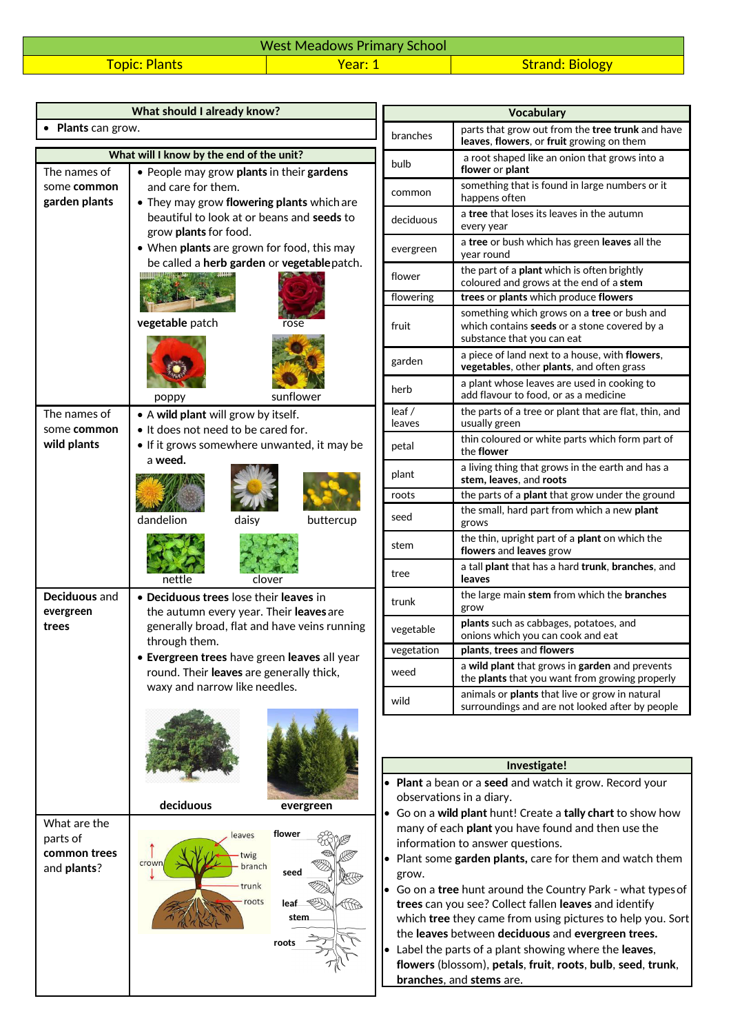# West Meadows Primary School

| Topic: Plants | Year: 1 | Strand: Biology |
|---|---|---|

## What should I already know?

- **Plants** can grow.

## What will I know by the end of the unit?

| | |
|---|---|
| The names of some **common garden plants** | • People may grow **plants** in their **gardens** and care for them.<br>• They may grow **flowering plants** which are beautiful to look at or beans and **seeds** to grow **plants** for food.<br>• When **plants** are grown for food, this may be called a **herb garden** or **vegetable** patch.<br>**vegetable** patch, rose, poppy, sunflower |
| The names of some **common wild plants** | • A **wild plant** will grow by itself.<br>• It does not need to be cared for.<br>• If it grows somewhere unwanted, it may be a **weed.**<br>dandelion, daisy, buttercup, nettle, clover |
| **Deciduous** and **evergreen trees** | • **Deciduous trees** lose their **leaves** in the autumn every year. Their **leaves** are generally broad, flat and have veins running through them.<br>• **Evergreen trees** have green **leaves** all year round. Their **leaves** are generally thick, waxy and narrow like needles.<br>**deciduous**, **evergreen** |
| What are the parts of **common trees** and **plants**? | leaves, crown, twig, branch, trunk, roots<br>**flower**, **seed**, **leaf**, **stem**, **roots** |

## Vocabulary

| | |
|---|---|
| branches | parts that grow out from the **tree trunk** and have **leaves**, **flowers**, or **fruit** growing on them |
| bulb | a root shaped like an onion that grows into a **flower** or **plant** |
| common | something that is found in large numbers or it happens often |
| deciduous | a **tree** that loses its leaves in the autumn every year |
| evergreen | a **tree** or bush which has green **leaves** all the year round |
| flower | the part of a **plant** which is often brightly coloured and grows at the end of a **stem** |
| flowering | **trees** or **plants** which produce **flowers** |
| fruit | something which grows on a **tree** or bush and which contains **seeds** or a stone covered by a substance that you can eat |
| garden | a piece of land next to a house, with **flowers**, **vegetables**, other **plants**, and often grass |
| herb | a plant whose leaves are used in cooking to add flavour to food, or as a medicine |
| leaf / leaves | the parts of a tree or plant that are flat, thin, and usually green |
| petal | thin coloured or white parts which form part of the **flower** |
| plant | a living thing that grows in the earth and has a **stem**, **leaves**, and **roots** |
| roots | the parts of a **plant** that grow under the ground |
| seed | the small, hard part from which a new **plant** grows |
| stem | the thin, upright part of a **plant** on which the **flowers** and **leaves** grow |
| tree | a tall **plant** that has a hard **trunk**, **branches**, and **leaves** |
| trunk | the large main **stem** from which the **branches** grow |
| vegetable | **plants** such as cabbages, potatoes, and onions which you can cook and eat |
| vegetation | **plants**, **trees** and **flowers** |
| weed | a **wild plant** that grows in **garden** and prevents the **plants** that you want from growing properly |
| wild | animals or **plants** that live or grow in natural surroundings and are not looked after by people |

## Investigate!

- **Plant** a bean or a **seed** and watch it grow. Record your observations in a diary.
- Go on a **wild plant** hunt! Create a **tally chart** to show how many of each **plant** you have found and then use the information to answer questions.
- Plant some **garden plants,** care for them and watch them grow.
- Go on a **tree** hunt around the Country Park - what types of **trees** can you see? Collect fallen **leaves** and identify which **tree** they came from using pictures to help you. Sort the **leaves** between **deciduous** and **evergreen trees.**
- Label the parts of a plant showing where the **leaves**, **flowers** (blossom), **petals**, **fruit**, **roots**, **bulb**, **seed**, **trunk**, **branches**, and **stems** are.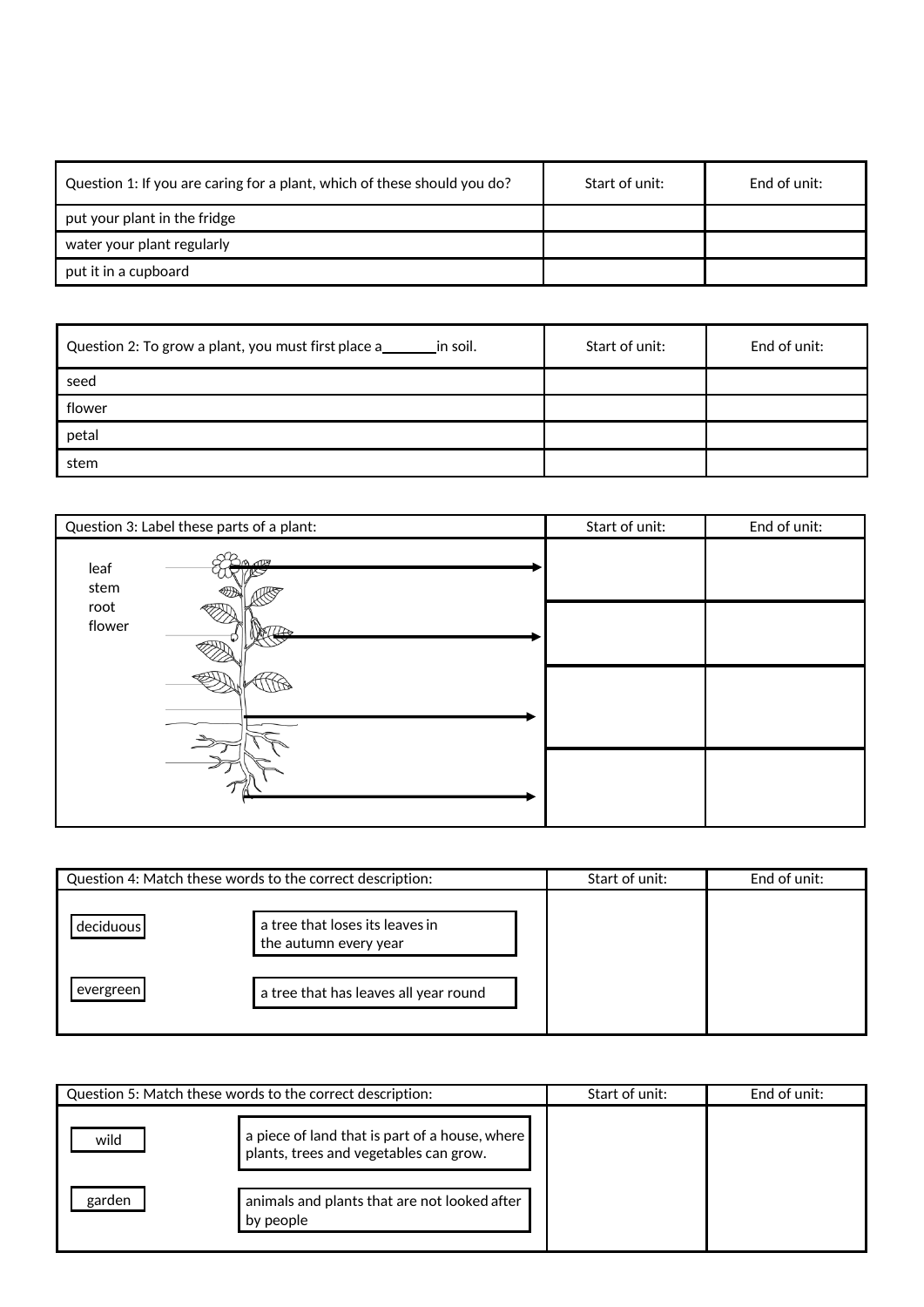| Question 1: If you are caring for a plant, which of these should you do? | Start of unit: | End of unit: |
|---|---|---|
| put your plant in the fridge | | |
| water your plant regularly | | |
| put it in a cupboard | | |

| Question 2: To grow a plant, you must first place a _______ in soil. | Start of unit: | End of unit: |
|---|---|---|
| seed | | |
| flower | | |
| petal | | |
| stem | | |

| Question 3: Label these parts of a plant: | Start of unit: | End of unit: |
|---|---|---|
| leaf<br>stem<br>root<br>flower | | |
| | | |
| | | |
| | | |

| Question 4: Match these words to the correct description: | Start of unit: | End of unit: |
|---|---|---|
| deciduous — a tree that loses its leaves in the autumn every year<br>evergreen — a tree that has leaves all year round | | |

| Question 5: Match these words to the correct description: | Start of unit: | End of unit: |
|---|---|---|
| wild — a piece of land that is part of a house, where plants, trees and vegetables can grow.<br>garden — animals and plants that are not looked after by people | | |